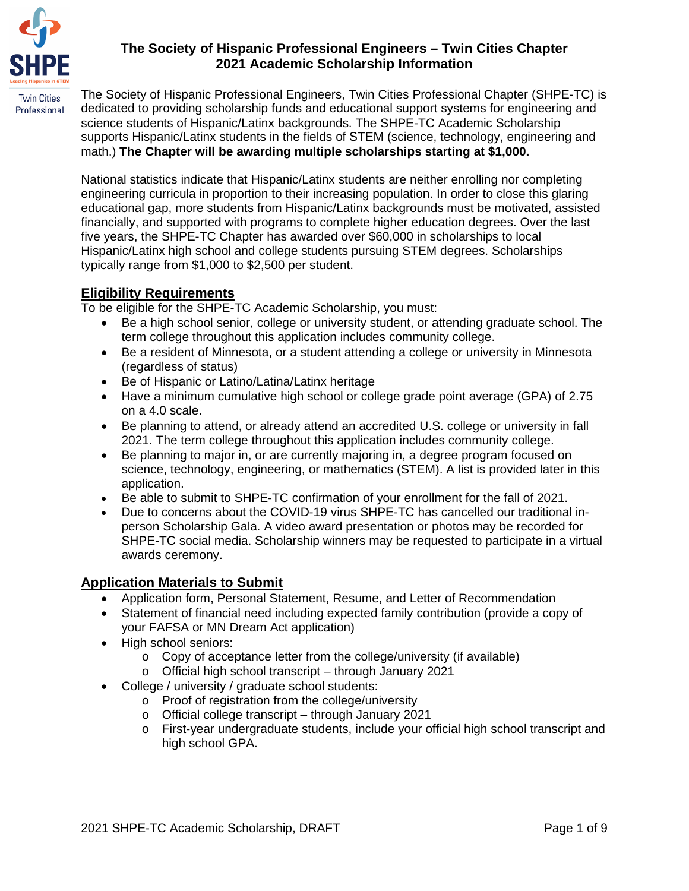# The Society of Hispanic Professional Engineers – Twin Cities Chapter
# 2021 Academic Scholarship Information

The Society of Hispanic Professional Engineers, Twin Cities Professional Chapter (SHPE-TC) is dedicated to providing scholarship funds and educational support systems for engineering and science students of Hispanic/Latinx backgrounds. The SHPE-TC Academic Scholarship supports Hispanic/Latinx students in the fields of STEM (science, technology, engineering and math.) **The Chapter will be awarding multiple scholarships starting at $1,000.**

National statistics indicate that Hispanic/Latinx students are neither enrolling nor completing engineering curricula in proportion to their increasing population. In order to close this glaring educational gap, more students from Hispanic/Latinx backgrounds must be motivated, assisted financially, and supported with programs to complete higher education degrees. Over the last five years, the SHPE-TC Chapter has awarded over $60,000 in scholarships to local Hispanic/Latinx high school and college students pursuing STEM degrees. Scholarships typically range from $1,000 to $2,500 per student.

## Eligibility Requirements

To be eligible for the SHPE-TC Academic Scholarship, you must:

- Be a high school senior, college or university student, or attending graduate school. The term college throughout this application includes community college.
- Be a resident of Minnesota, or a student attending a college or university in Minnesota (regardless of status)
- Be of Hispanic or Latino/Latina/Latinx heritage
- Have a minimum cumulative high school or college grade point average (GPA) of 2.75 on a 4.0 scale.
- Be planning to attend, or already attend an accredited U.S. college or university in fall 2021. The term college throughout this application includes community college.
- Be planning to major in, or are currently majoring in, a degree program focused on science, technology, engineering, or mathematics (STEM). A list is provided later in this application.
- Be able to submit to SHPE-TC confirmation of your enrollment for the fall of 2021.
- Due to concerns about the COVID-19 virus SHPE-TC has cancelled our traditional in-person Scholarship Gala. A video award presentation or photos may be recorded for SHPE-TC social media. Scholarship winners may be requested to participate in a virtual awards ceremony.

## Application Materials to Submit

- Application form, Personal Statement, Resume, and Letter of Recommendation
- Statement of financial need including expected family contribution (provide a copy of your FAFSA or MN Dream Act application)
- High school seniors:
  - Copy of acceptance letter from the college/university (if available)
  - Official high school transcript – through January 2021
- College / university / graduate school students:
  - Proof of registration from the college/university
  - Official college transcript – through January 2021
  - First-year undergraduate students, include your official high school transcript and high school GPA.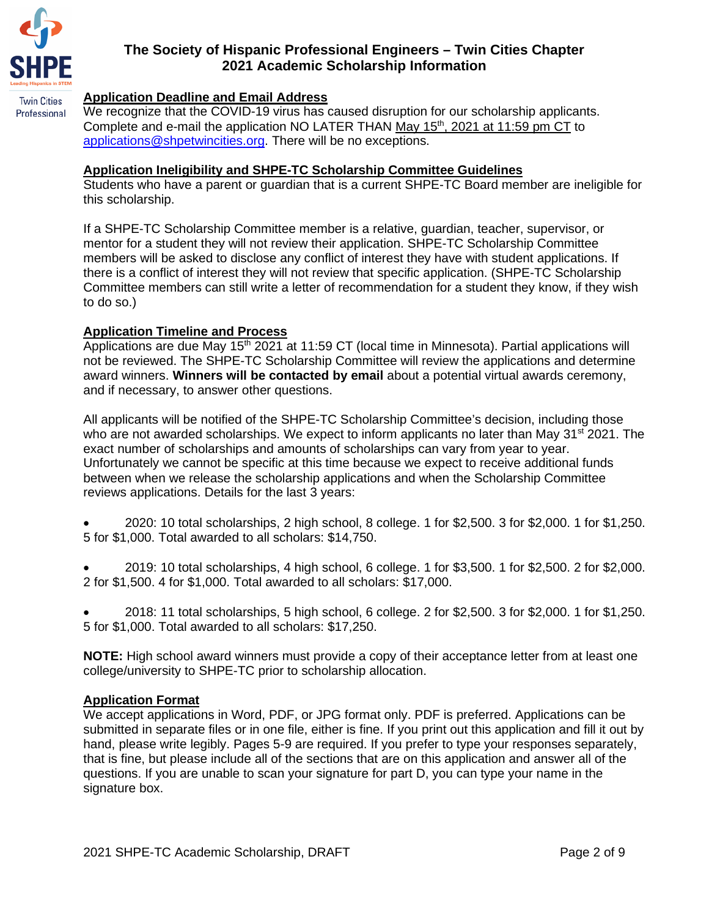# The Society of Hispanic Professional Engineers – Twin Cities Chapter
# 2021 Academic Scholarship Information

## Application Deadline and Email Address

We recognize that the COVID-19 virus has caused disruption for our scholarship applicants. Complete and e-mail the application NO LATER THAN May 15th, 2021 at 11:59 pm CT to applications@shpetwincities.org. There will be no exceptions.

## Application Ineligibility and SHPE-TC Scholarship Committee Guidelines

Students who have a parent or guardian that is a current SHPE-TC Board member are ineligible for this scholarship.

If a SHPE-TC Scholarship Committee member is a relative, guardian, teacher, supervisor, or mentor for a student they will not review their application. SHPE-TC Scholarship Committee members will be asked to disclose any conflict of interest they have with student applications. If there is a conflict of interest they will not review that specific application. (SHPE-TC Scholarship Committee members can still write a letter of recommendation for a student they know, if they wish to do so.)

## Application Timeline and Process

Applications are due May 15th 2021 at 11:59 CT (local time in Minnesota). Partial applications will not be reviewed. The SHPE-TC Scholarship Committee will review the applications and determine award winners. **Winners will be contacted by email** about a potential virtual awards ceremony, and if necessary, to answer other questions.

All applicants will be notified of the SHPE-TC Scholarship Committee's decision, including those who are not awarded scholarships. We expect to inform applicants no later than May 31st 2021. The exact number of scholarships and amounts of scholarships can vary from year to year. Unfortunately we cannot be specific at this time because we expect to receive additional funds between when we release the scholarship applications and when the Scholarship Committee reviews applications. Details for the last 3 years:

- 2020: 10 total scholarships, 2 high school, 8 college. 1 for $2,500. 3 for $2,000. 1 for $1,250. 5 for $1,000. Total awarded to all scholars: $14,750.
- 2019: 10 total scholarships, 4 high school, 6 college. 1 for $3,500. 1 for $2,500. 2 for $2,000. 2 for $1,500. 4 for $1,000. Total awarded to all scholars: $17,000.
- 2018: 11 total scholarships, 5 high school, 6 college. 2 for $2,500. 3 for $2,000. 1 for $1,250. 5 for $1,000. Total awarded to all scholars: $17,250.

**NOTE:** High school award winners must provide a copy of their acceptance letter from at least one college/university to SHPE-TC prior to scholarship allocation.

## Application Format

We accept applications in Word, PDF, or JPG format only. PDF is preferred. Applications can be submitted in separate files or in one file, either is fine. If you print out this application and fill it out by hand, please write legibly. Pages 5-9 are required. If you prefer to type your responses separately, that is fine, but please include all of the sections that are on this application and answer all of the questions. If you are unable to scan your signature for part D, you can type your name in the signature box.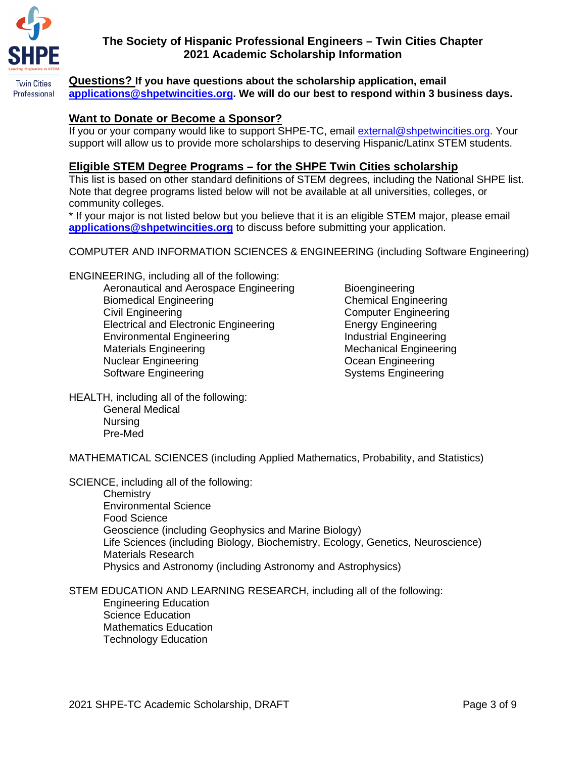# The Society of Hispanic Professional Engineers – Twin Cities Chapter
## 2021 Academic Scholarship Information

**Questions? If you have questions about the scholarship application, email applications@shpetwincities.org. We will do our best to respond within 3 business days.**

## Want to Donate or Become a Sponsor?

If you or your company would like to support SHPE-TC, email external@shpetwincities.org. Your support will allow us to provide more scholarships to deserving Hispanic/Latinx STEM students.

## Eligible STEM Degree Programs – for the SHPE Twin Cities scholarship

This list is based on other standard definitions of STEM degrees, including the National SHPE list. Note that degree programs listed below will not be available at all universities, colleges, or community colleges.

* If your major is not listed below but you believe that it is an eligible STEM major, please email **applications@shpetwincities.org** to discuss before submitting your application.

COMPUTER AND INFORMATION SCIENCES & ENGINEERING (including Software Engineering)

ENGINEERING, including all of the following:

- Aeronautical and Aerospace Engineering
- Biomedical Engineering
- Civil Engineering
- Electrical and Electronic Engineering
- Environmental Engineering
- Materials Engineering
- Nuclear Engineering
- Software Engineering
- Bioengineering
- Chemical Engineering
- Computer Engineering
- Energy Engineering
- Industrial Engineering
- Mechanical Engineering
- Ocean Engineering
- Systems Engineering

HEALTH, including all of the following:

- General Medical
- Nursing
- Pre-Med

MATHEMATICAL SCIENCES (including Applied Mathematics, Probability, and Statistics)

SCIENCE, including all of the following:

- Chemistry
- Environmental Science
- Food Science
- Geoscience (including Geophysics and Marine Biology)
- Life Sciences (including Biology, Biochemistry, Ecology, Genetics, Neuroscience)
- Materials Research
- Physics and Astronomy (including Astronomy and Astrophysics)

STEM EDUCATION AND LEARNING RESEARCH, including all of the following:

- Engineering Education
- Science Education
- Mathematics Education
- Technology Education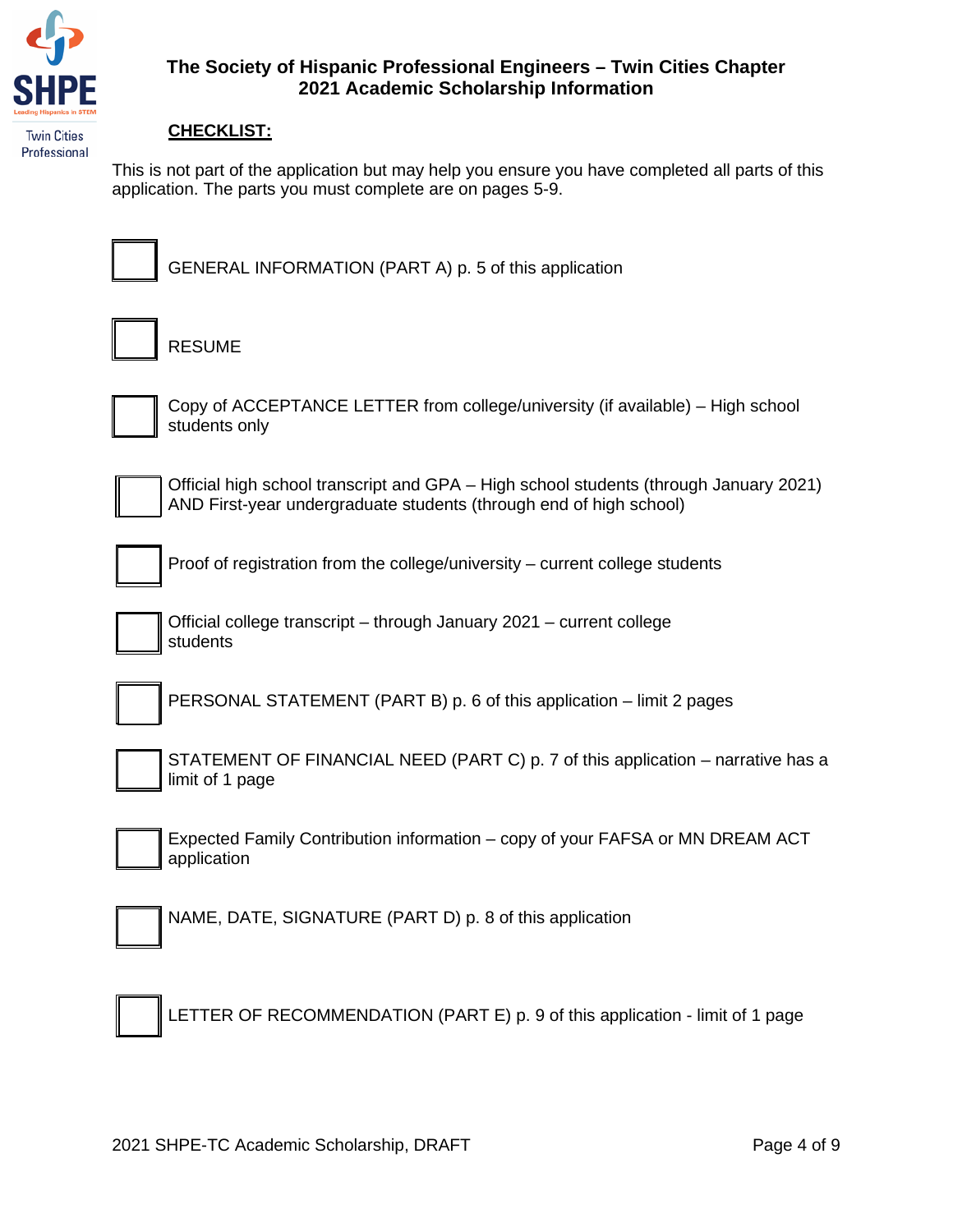Twin Cities Professional

# The Society of Hispanic Professional Engineers – Twin Cities Chapter
## 2021 Academic Scholarship Information

**CHECKLIST:**

This is not part of the application but may help you ensure you have completed all parts of this application. The parts you must complete are on pages 5-9.

- [ ] GENERAL INFORMATION (PART A) p. 5 of this application
- [ ] RESUME
- [ ] Copy of ACCEPTANCE LETTER from college/university (if available) – High school students only
- [ ] Official high school transcript and GPA – High school students (through January 2021) AND First-year undergraduate students (through end of high school)
- [ ] Proof of registration from the college/university – current college students
- [ ] Official college transcript – through January 2021 – current college students
- [ ] PERSONAL STATEMENT (PART B) p. 6 of this application – limit 2 pages
- [ ] STATEMENT OF FINANCIAL NEED (PART C) p. 7 of this application – narrative has a limit of 1 page
- [ ] Expected Family Contribution information – copy of your FAFSA or MN DREAM ACT application
- [ ] NAME, DATE, SIGNATURE (PART D) p. 8 of this application
- [ ] LETTER OF RECOMMENDATION (PART E) p. 9 of this application - limit of 1 page

2021 SHPE-TC Academic Scholarship, DRAFT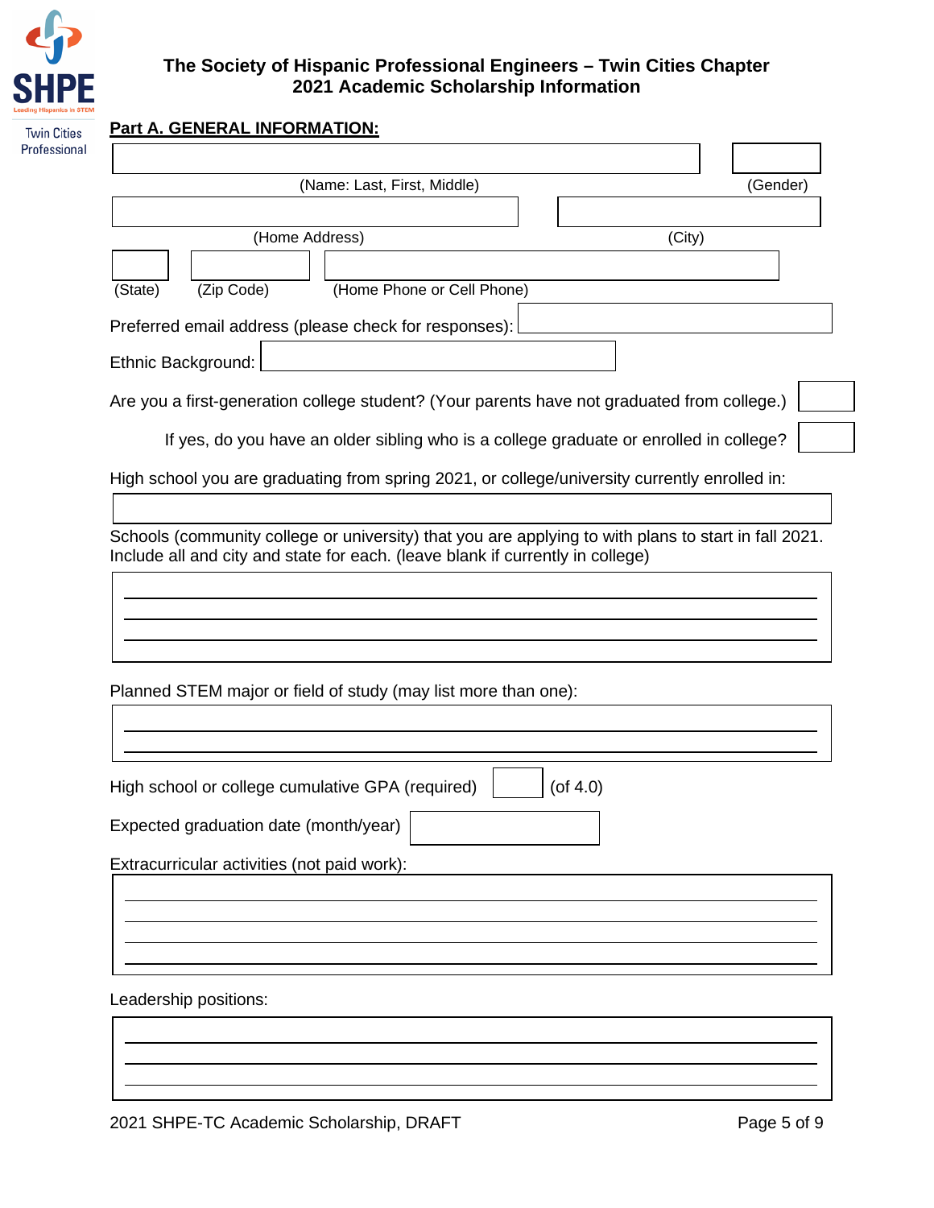# The Society of Hispanic Professional Engineers – Twin Cities Chapter
## 2021 Academic Scholarship Information

**Part A. GENERAL INFORMATION:**

(Name: Last, First, Middle) (Gender)

(Home Address) (City)

(State) (Zip Code) (Home Phone or Cell Phone)

Preferred email address (please check for responses):

Ethnic Background:

Are you a first-generation college student? (Your parents have not graduated from college.)

If yes, do you have an older sibling who is a college graduate or enrolled in college?

High school you are graduating from spring 2021, or college/university currently enrolled in:

Schools (community college or university) that you are applying to with plans to start in fall 2021. Include all and city and state for each. (leave blank if currently in college)

Planned STEM major or field of study (may list more than one):

High school or college cumulative GPA (required) (of 4.0)

Expected graduation date (month/year)

Extracurricular activities (not paid work):

Leadership positions:

2021 SHPE-TC Academic Scholarship, DRAFT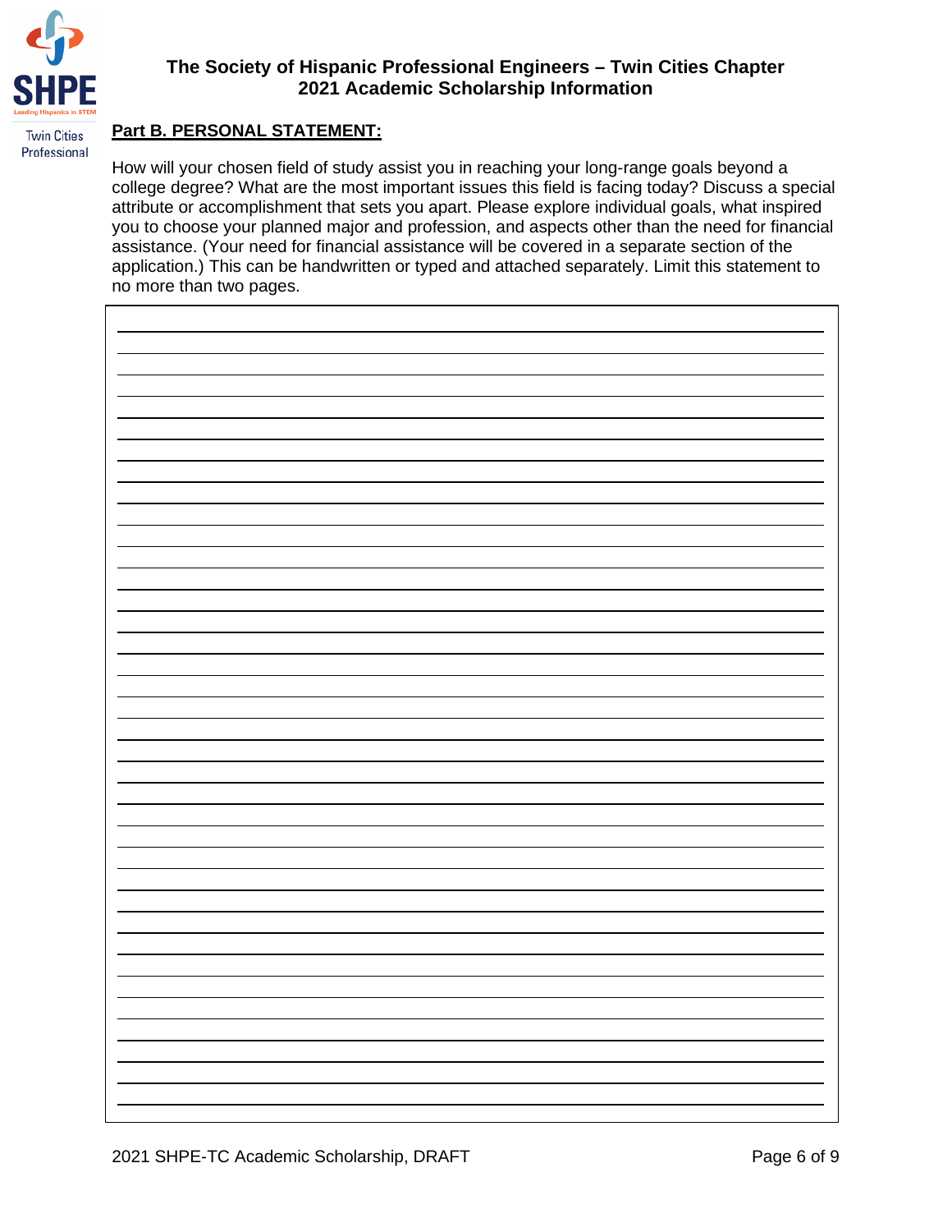# The Society of Hispanic Professional Engineers – Twin Cities Chapter
## 2021 Academic Scholarship Information

**Part B. PERSONAL STATEMENT:**

How will your chosen field of study assist you in reaching your long-range goals beyond a college degree? What are the most important issues this field is facing today? Discuss a special attribute or accomplishment that sets you apart. Please explore individual goals, what inspired you to choose your planned major and profession, and aspects other than the need for financial assistance. (Your need for financial assistance will be covered in a separate section of the application.) This can be handwritten or typed and attached separately. Limit this statement to no more than two pages.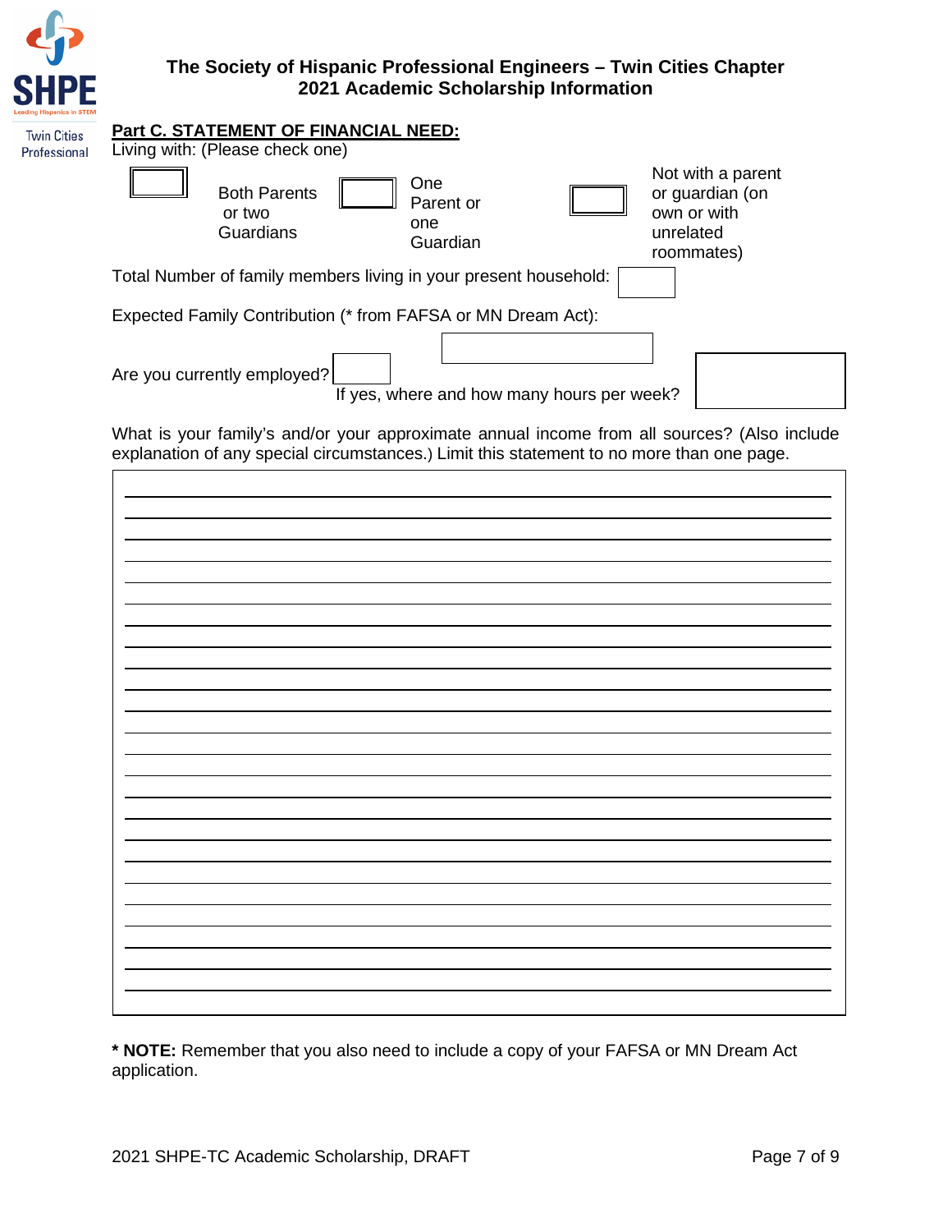**The Society of Hispanic Professional Engineers – Twin Cities Chapter**
**2021 Academic Scholarship Information**

## Part C. STATEMENT OF FINANCIAL NEED:

Living with: (Please check one)

☐ Both Parents or two Guardians ☐ One Parent or one Guardian ☐ Not with a parent or guardian (on own or with unrelated roommates)

Total Number of family members living in your present household: ____

Expected Family Contribution (* from FAFSA or MN Dream Act): ____

Are you currently employed? ____ If yes, where and how many hours per week? ____

What is your family's and/or your approximate annual income from all sources? (Also include explanation of any special circumstances.) Limit this statement to no more than one page.

______________________________________________________________________

______________________________________________________________________

______________________________________________________________________

______________________________________________________________________

______________________________________________________________________

______________________________________________________________________

______________________________________________________________________

______________________________________________________________________

______________________________________________________________________

______________________________________________________________________

______________________________________________________________________

______________________________________________________________________

______________________________________________________________________

______________________________________________________________________

______________________________________________________________________

______________________________________________________________________

______________________________________________________________________

______________________________________________________________________

______________________________________________________________________

______________________________________________________________________

______________________________________________________________________

______________________________________________________________________

______________________________________________________________________

______________________________________________________________________

**\* NOTE:** Remember that you also need to include a copy of your FAFSA or MN Dream Act application.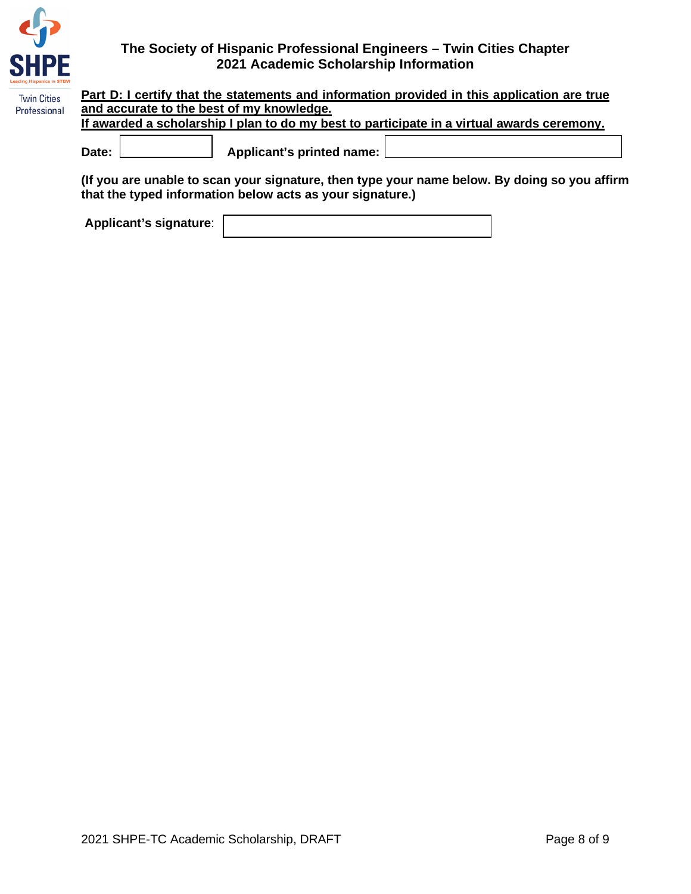Twin Cities Professional

**The Society of Hispanic Professional Engineers – Twin Cities Chapter**
**2021 Academic Scholarship Information**

**Part D: I certify that the statements and information provided in this application are true and accurate to the best of my knowledge.**
**If awarded a scholarship I plan to do my best to participate in a virtual awards ceremony.**

**Date:** ______________ **Applicant's printed name:** ______________________________

**(If you are unable to scan your signature, then type your name below. By doing so you affirm that the typed information below acts as your signature.)**

**Applicant's signature**: ______________________________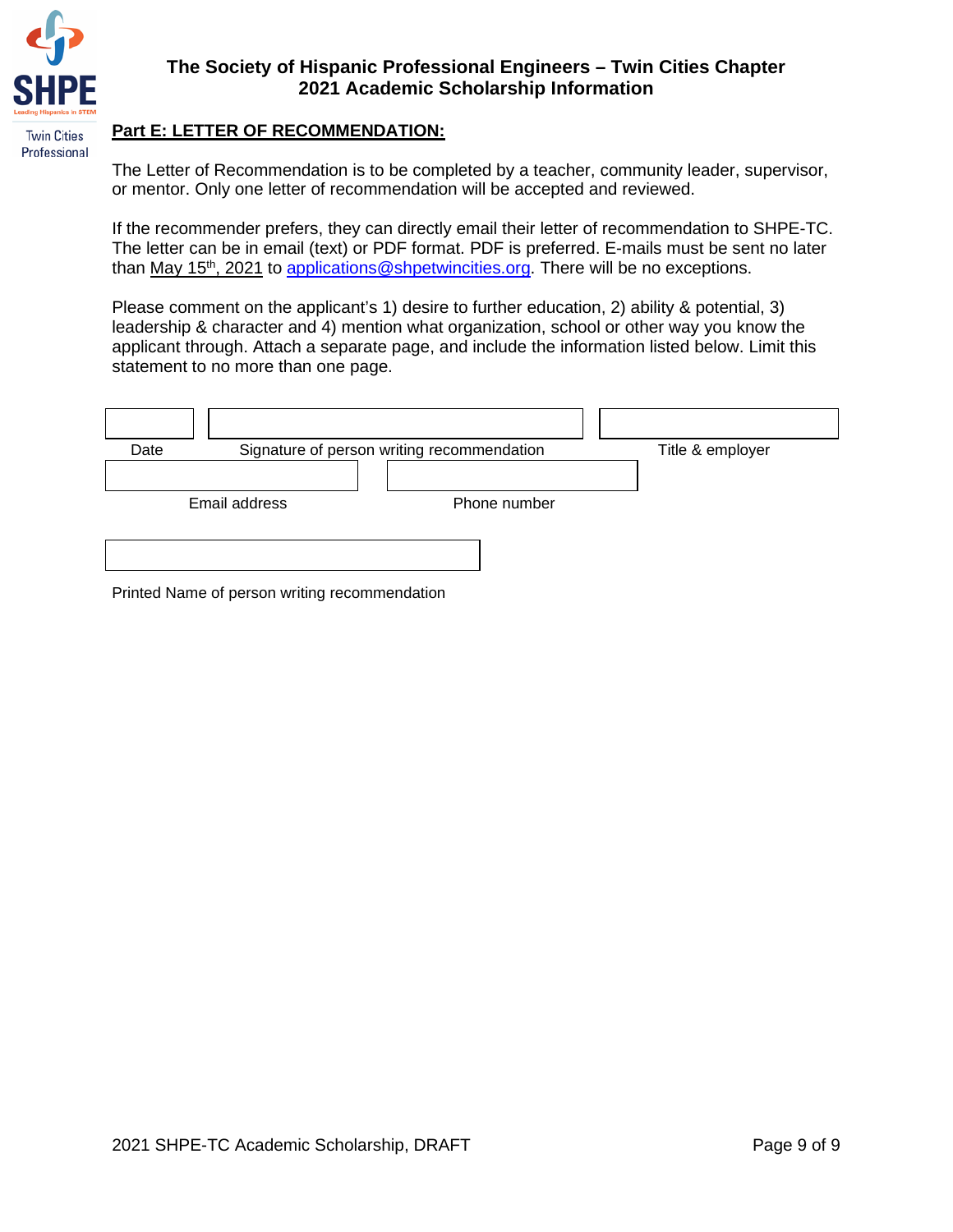**The Society of Hispanic Professional Engineers – Twin Cities Chapter**
**2021 Academic Scholarship Information**

## Part E: LETTER OF RECOMMENDATION:

The Letter of Recommendation is to be completed by a teacher, community leader, supervisor, or mentor. Only one letter of recommendation will be accepted and reviewed.

If the recommender prefers, they can directly email their letter of recommendation to SHPE-TC. The letter can be in email (text) or PDF format. PDF is preferred. E-mails must be sent no later than May 15th, 2021 to applications@shpetwincities.org. There will be no exceptions.

Please comment on the applicant's 1) desire to further education, 2) ability & potential, 3) leadership & character and 4) mention what organization, school or other way you know the applicant through. Attach a separate page, and include the information listed below. Limit this statement to no more than one page.

| | | |
|---|---|---|
| Date | Signature of person writing recommendation | Title & employer |

| | |
|---|---|
| Email address | Phone number |

Printed Name of person writing recommendation

2021 SHPE-TC Academic Scholarship, DRAFT